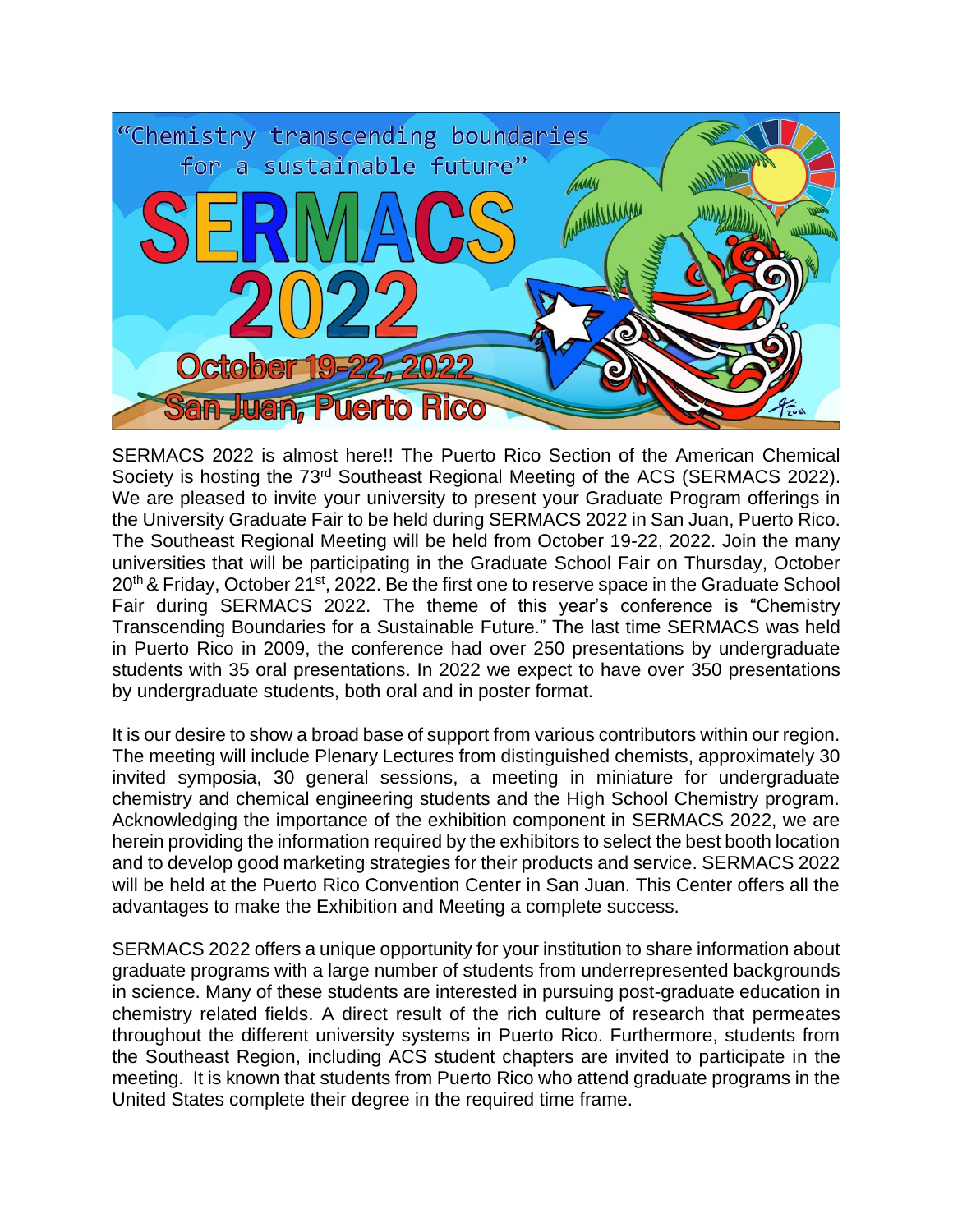"Chemistry transcending boundaries for a sustainable future"

# SERMACS 2022

**October 19-22, 2022**
**San Juan, Puerto Rico**

SERMACS 2022 is almost here!! The Puerto Rico Section of the American Chemical Society is hosting the 73rd Southeast Regional Meeting of the ACS (SERMACS 2022). We are pleased to invite your university to present your Graduate Program offerings in the University Graduate Fair to be held during SERMACS 2022 in San Juan, Puerto Rico. The Southeast Regional Meeting will be held from October 19-22, 2022. Join the many universities that will be participating in the Graduate School Fair on Thursday, October 20th & Friday, October 21st, 2022. Be the first one to reserve space in the Graduate School Fair during SERMACS 2022. The theme of this year's conference is "Chemistry Transcending Boundaries for a Sustainable Future." The last time SERMACS was held in Puerto Rico in 2009, the conference had over 250 presentations by undergraduate students with 35 oral presentations. In 2022 we expect to have over 350 presentations by undergraduate students, both oral and in poster format.

It is our desire to show a broad base of support from various contributors within our region. The meeting will include Plenary Lectures from distinguished chemists, approximately 30 invited symposia, 30 general sessions, a meeting in miniature for undergraduate chemistry and chemical engineering students and the High School Chemistry program. Acknowledging the importance of the exhibition component in SERMACS 2022, we are herein providing the information required by the exhibitors to select the best booth location and to develop good marketing strategies for their products and service. SERMACS 2022 will be held at the Puerto Rico Convention Center in San Juan. This Center offers all the advantages to make the Exhibition and Meeting a complete success.

SERMACS 2022 offers a unique opportunity for your institution to share information about graduate programs with a large number of students from underrepresented backgrounds in science. Many of these students are interested in pursuing post-graduate education in chemistry related fields. A direct result of the rich culture of research that permeates throughout the different university systems in Puerto Rico. Furthermore, students from the Southeast Region, including ACS student chapters are invited to participate in the meeting. It is known that students from Puerto Rico who attend graduate programs in the United States complete their degree in the required time frame.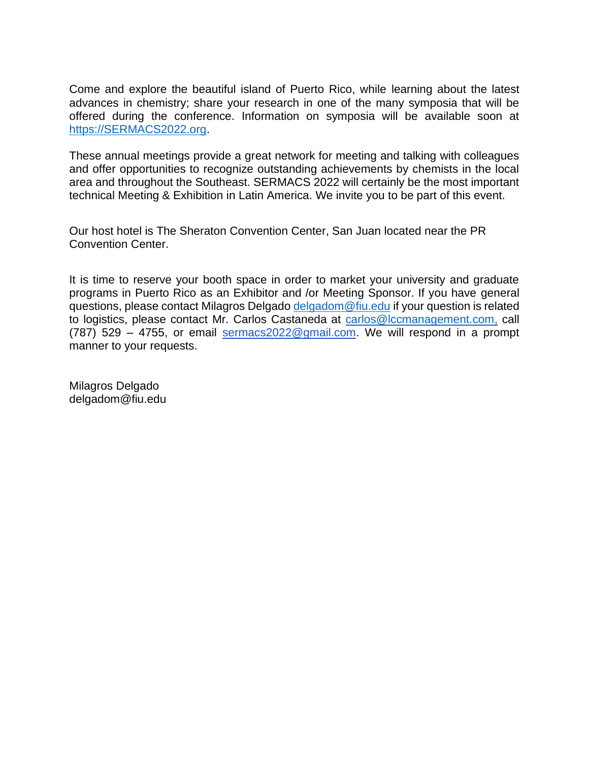Come and explore the beautiful island of Puerto Rico, while learning about the latest advances in chemistry; share your research in one of the many symposia that will be offered during the conference. Information on symposia will be available soon at https://SERMACS2022.org.

These annual meetings provide a great network for meeting and talking with colleagues and offer opportunities to recognize outstanding achievements by chemists in the local area and throughout the Southeast. SERMACS 2022 will certainly be the most important technical Meeting & Exhibition in Latin America. We invite you to be part of this event.

Our host hotel is The Sheraton Convention Center, San Juan located near the PR Convention Center.

It is time to reserve your booth space in order to market your university and graduate programs in Puerto Rico as an Exhibitor and /or Meeting Sponsor. If you have general questions, please contact Milagros Delgado delgadom@fiu.edu if your question is related to logistics, please contact Mr. Carlos Castaneda at carlos@lccmanagement.com, call (787) 529 – 4755, or email sermacs2022@gmail.com. We will respond in a prompt manner to your requests.

Milagros Delgado
delgadom@fiu.edu